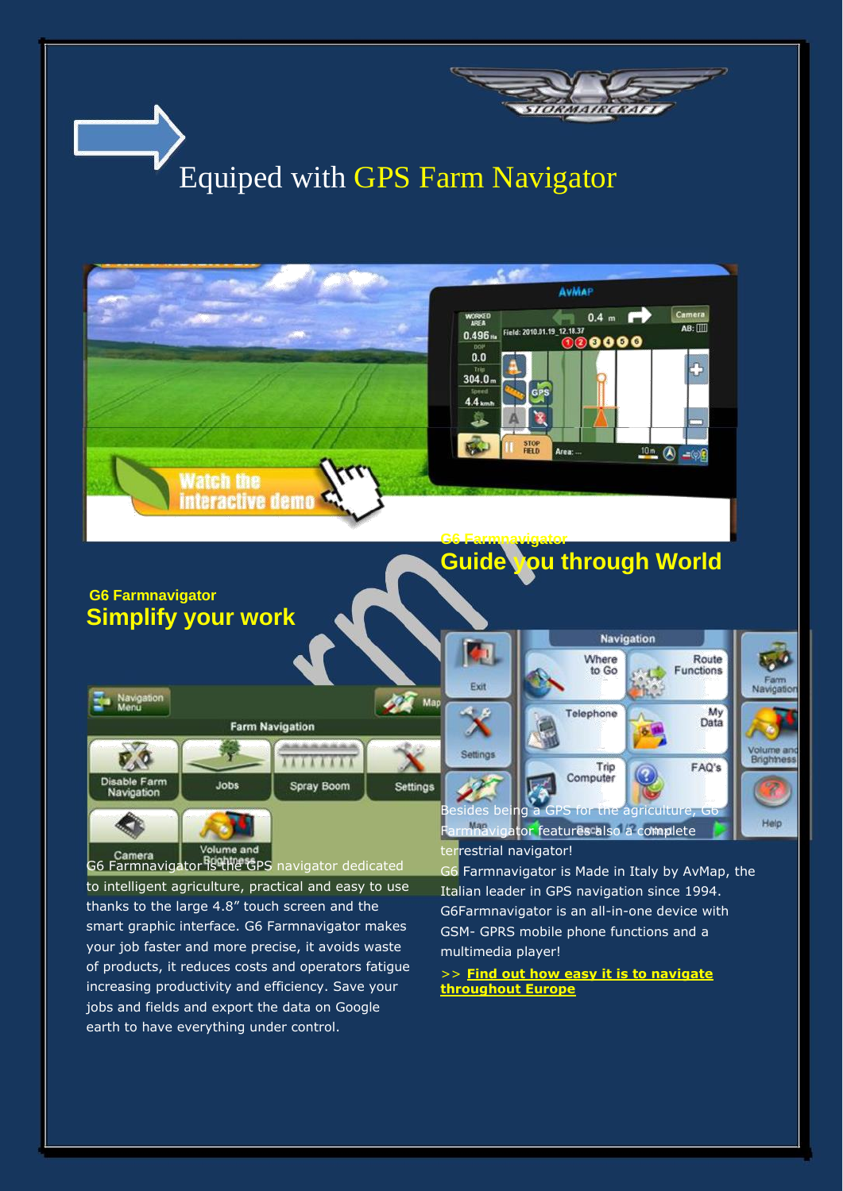# Equiped with GPS Farm Navigator

### G6 Farmnavigator
## Simplify your work

G6 Farmnavigator is the GPS navigator dedicated to intelligent agriculture, practical and easy to use thanks to the large 4.8" touch screen and the smart graphic interface. G6 Farmnavigator makes your job faster and more precise, it avoids waste of products, it reduces costs and operators fatigue increasing productivity and efficiency. Save your jobs and fields and export the data on Google earth to have everything under control.

### G6 Farmnavigator
## Guide you through World

Besides being a GPS for the agriculture, G6 Farmnavigator features also a complete terrestrial navigator!

G6 Farmnavigator is Made in Italy by AvMap, the Italian leader in GPS navigation since 1994. G6Farmnavigator is an all-in-one device with GSM- GPRS mobile phone functions and a multimedia player!

>> **Find out how easy it is to navigate throughout Europe**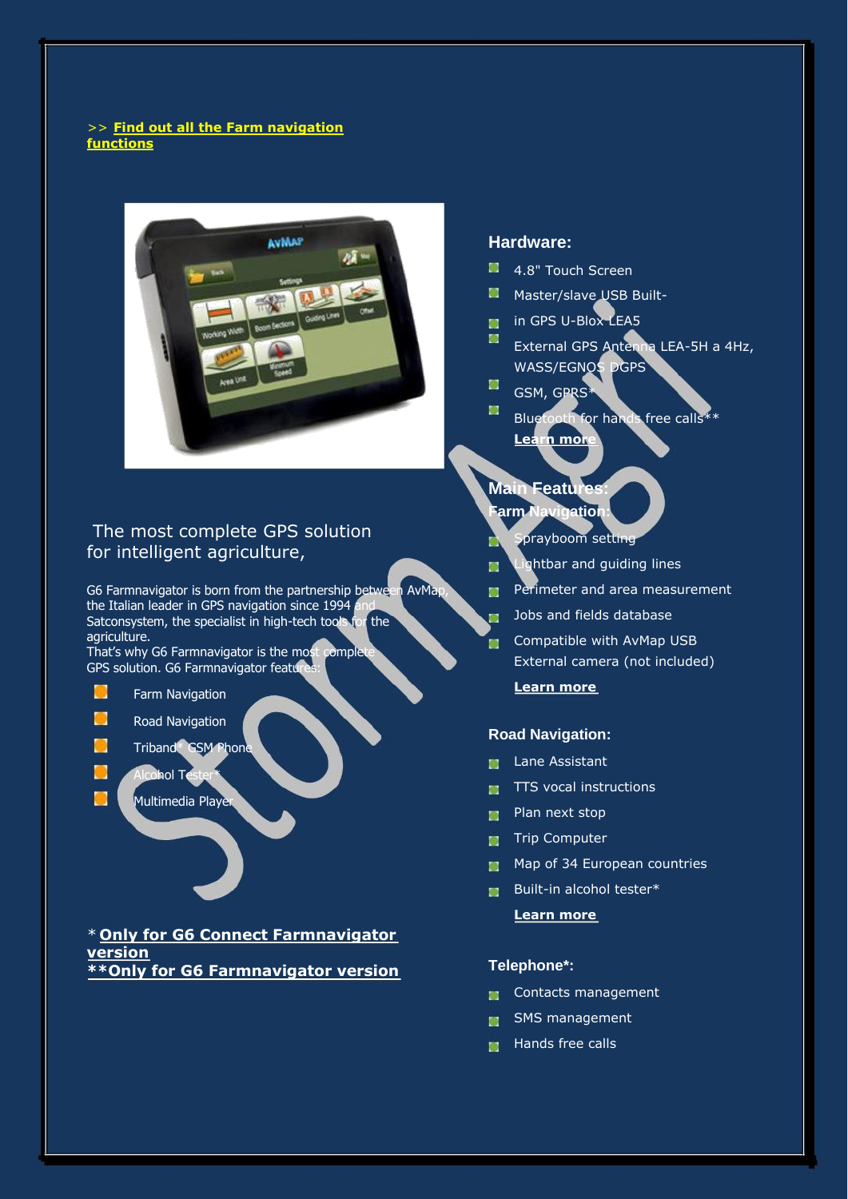>> **Find out all the Farm navigation functions**

The most complete GPS solution for intelligent agriculture,

G6 Farmnavigator is born from the partnership between AvMap, the Italian leader in GPS navigation since 1994 and Satconsystem, the specialist in high-tech tools for the agriculture.
That's why G6 Farmnavigator is the most complete GPS solution. G6 Farmnavigator features:

- Farm Navigation
- Road Navigation
- Triband* GSM Phone
- Alcohol Tester*
- Multimedia Player

* **Only for G6 Connect Farmnavigator version**
** **Only for G6 Farmnavigator version**

### Hardware:

- 4.8" Touch Screen
- Master/slave USB Built-
- in GPS U-Blox LEA5
- External GPS Antenna LEA-5H a 4Hz, WASS/EGNOS DGPS
- GSM, GPRS*
- Bluetooth for hands free calls**

**Learn more**

### Main Features:

#### Farm Navigation:

- Sprayboom setting
- Lightbar and guiding lines
- Perimeter and area measurement
- Jobs and fields database
- Compatible with AvMap USB External camera (not included)

**Learn more**

#### Road Navigation:

- Lane Assistant
- TTS vocal instructions
- Plan next stop
- Trip Computer
- Map of 34 European countries
- Built-in alcohol tester*

**Learn more**

#### Telephone*:

- Contacts management
- SMS management
- Hands free calls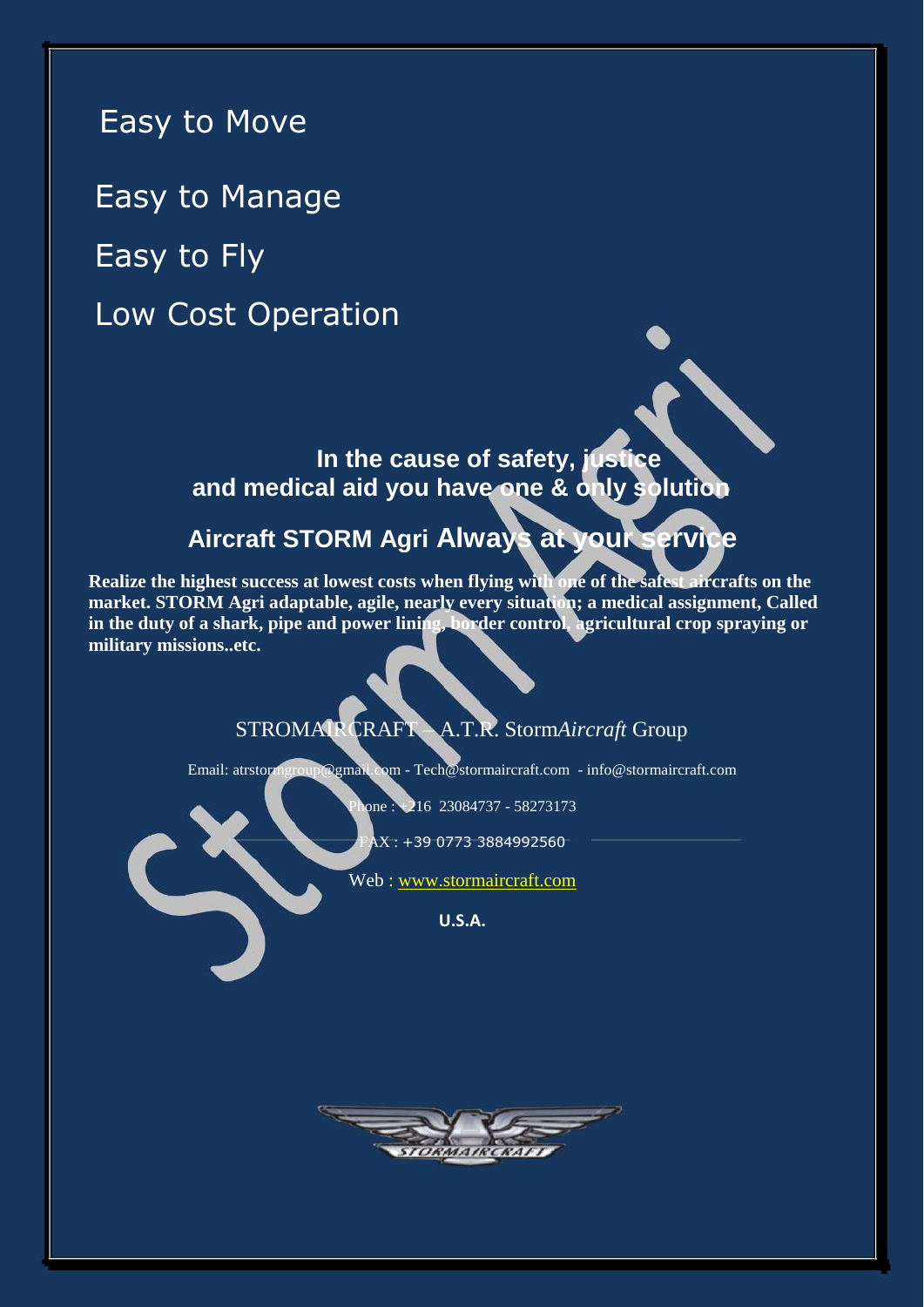Easy to Move

Easy to Manage

Easy to Fly

Low Cost Operation

**In the cause of safety, justice and medical aid you have one & only solution**

## Aircraft STORM Agri Always at your service

**Realize the highest success at lowest costs when flying with one of the safest aircrafts on the market. STORM Agri adaptable, agile, nearly every situation; a medical assignment, Called in the duty of a shark, pipe and power lining, border control, agricultural crop spraying or military missions..etc.**

STROMAIRCRAFT – A.T.R. Storm*Aircraft* Group

Email: atrstormgroup@gmail.com - Tech@stormaircraft.com - info@stormaircraft.com

Phone : +216 23084737 - 58273173

FAX : +39 0773 3884992560

Web : www.stormaircraft.com

**U.S.A.**